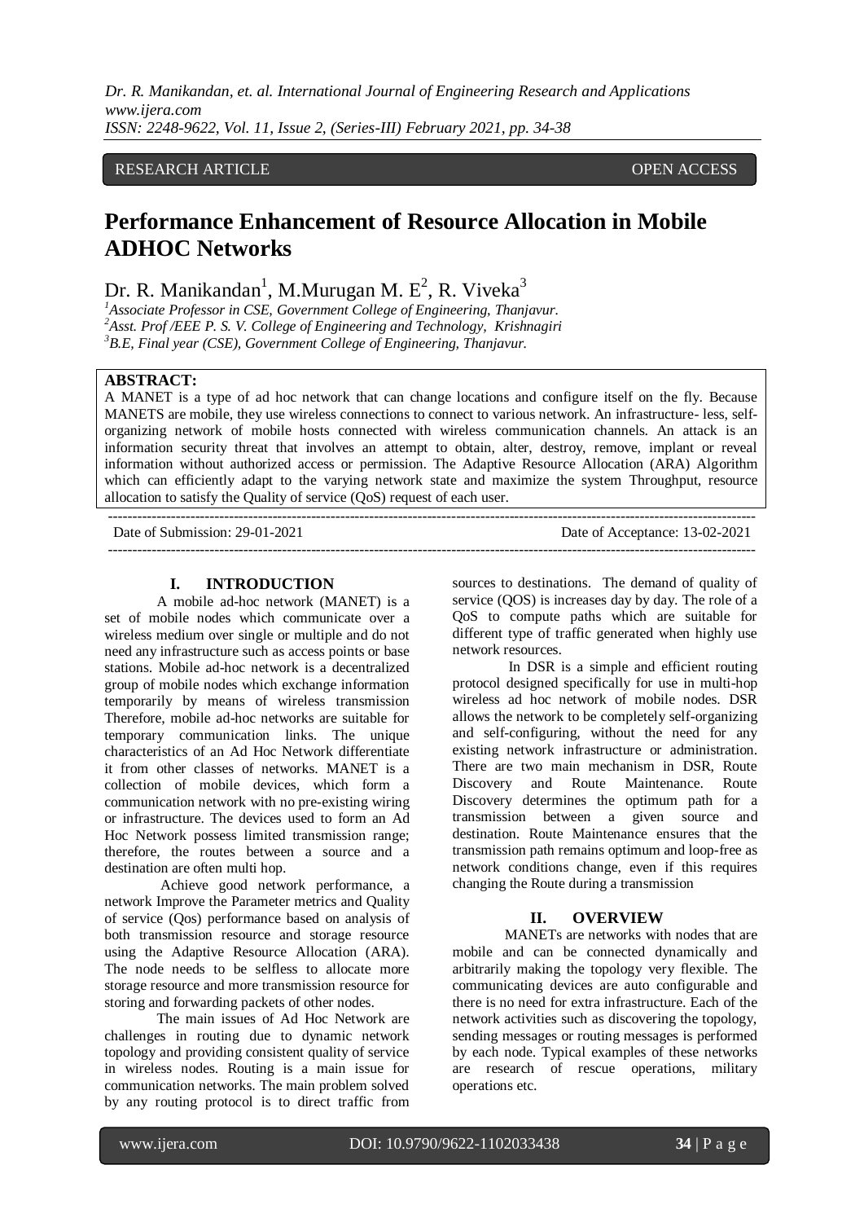RESEARCH ARTICLE OPEN ACCESS

# Performance Enhancement of Resource Allocation in Mobile ADHOC Networks

Dr. R. Manikandan[1], M.Murugan M. E[2], R. Viveka[3]

[1]Associate Professor in CSE, Government College of Engineering, Thanjavur.
[2]Asst. Prof /EEE P. S. V. College of Engineering and Technology, Krishnagiri
[3]B.E, Final year (CSE), Government College of Engineering, Thanjavur.

**ABSTRACT:**

A MANET is a type of ad hoc network that can change locations and configure itself on the fly. Because MANETS are mobile, they use wireless connections to connect to various network. An infrastructure- less, self-organizing network of mobile hosts connected with wireless communication channels. An attack is an information security threat that involves an attempt to obtain, alter, destroy, remove, implant or reveal information without authorized access or permission. The Adaptive Resource Allocation (ARA) Algorithm which can efficiently adapt to the varying network state and maximize the system Throughput, resource allocation to satisfy the Quality of service (QoS) request of each user.

Date of Submission: 29-01-2021 Date of Acceptance: 13-02-2021

## I. INTRODUCTION

A mobile ad-hoc network (MANET) is a set of mobile nodes which communicate over a wireless medium over single or multiple and do not need any infrastructure such as access points or base stations. Mobile ad-hoc network is a decentralized group of mobile nodes which exchange information temporarily by means of wireless transmission Therefore, mobile ad-hoc networks are suitable for temporary communication links. The unique characteristics of an Ad Hoc Network differentiate it from other classes of networks. MANET is a collection of mobile devices, which form a communication network with no pre-existing wiring or infrastructure. The devices used to form an Ad Hoc Network possess limited transmission range; therefore, the routes between a source and a destination are often multi hop.

Achieve good network performance, a network Improve the Parameter metrics and Quality of service (Qos) performance based on analysis of both transmission resource and storage resource using the Adaptive Resource Allocation (ARA). The node needs to be selfless to allocate more storage resource and more transmission resource for storing and forwarding packets of other nodes.

The main issues of Ad Hoc Network are challenges in routing due to dynamic network topology and providing consistent quality of service in wireless nodes. Routing is a main issue for communication networks. The main problem solved by any routing protocol is to direct traffic from sources to destinations. The demand of quality of service (QOS) is increases day by day. The role of a QoS to compute paths which are suitable for different type of traffic generated when highly use network resources.

In DSR is a simple and efficient routing protocol designed specifically for use in multi-hop wireless ad hoc network of mobile nodes. DSR allows the network to be completely self-organizing and self-configuring, without the need for any existing network infrastructure or administration. There are two main mechanism in DSR, Route Discovery and Route Maintenance. Route Discovery determines the optimum path for a transmission between a given source and destination. Route Maintenance ensures that the transmission path remains optimum and loop-free as network conditions change, even if this requires changing the Route during a transmission

## II. OVERVIEW

MANETs are networks with nodes that are mobile and can be connected dynamically and arbitrarily making the topology very flexible. The communicating devices are auto configurable and there is no need for extra infrastructure. Each of the network activities such as discovering the topology, sending messages or routing messages is performed by each node. Typical examples of these networks are research of rescue operations, military operations etc.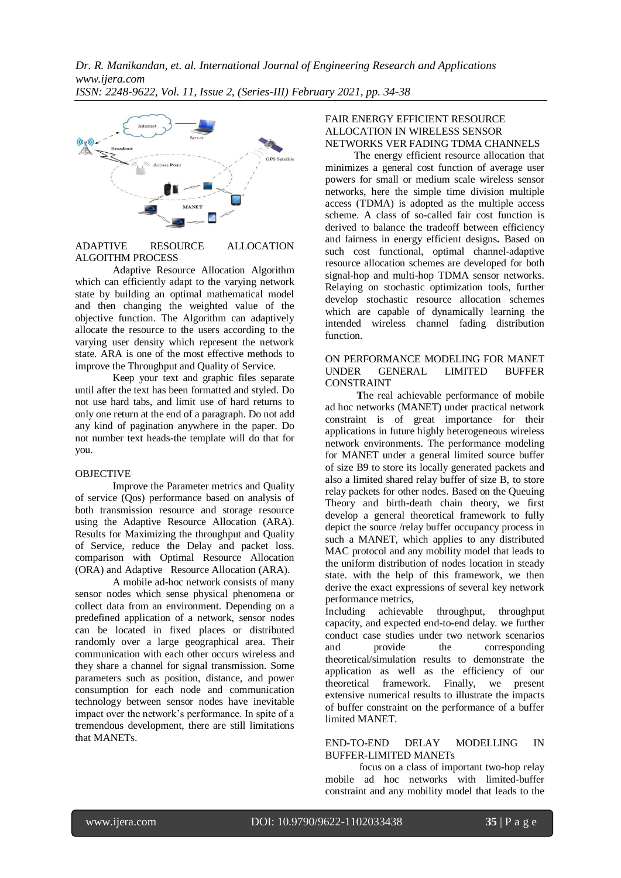## ADAPTIVE RESOURCE ALLOCATION ALGOITHM PROCESS

Adaptive Resource Allocation Algorithm which can efficiently adapt to the varying network state by building an optimal mathematical model and then changing the weighted value of the objective function. The Algorithm can adaptively allocate the resource to the users according to the varying user density which represent the network state. ARA is one of the most effective methods to improve the Throughput and Quality of Service.

Keep your text and graphic files separate until after the text has been formatted and styled. Do not use hard tabs, and limit use of hard returns to only one return at the end of a paragraph. Do not add any kind of pagination anywhere in the paper. Do not number text heads-the template will do that for you.

## OBJECTIVE

Improve the Parameter metrics and Quality of service (Qos) performance based on analysis of both transmission resource and storage resource using the Adaptive Resource Allocation (ARA). Results for Maximizing the throughput and Quality of Service, reduce the Delay and packet loss. comparison with Optimal Resource Allocation (ORA) and Adaptive Resource Allocation (ARA).

A mobile ad-hoc network consists of many sensor nodes which sense physical phenomena or collect data from an environment. Depending on a predefined application of a network, sensor nodes can be located in fixed places or distributed randomly over a large geographical area. Their communication with each other occurs wireless and they share a channel for signal transmission. Some parameters such as position, distance, and power consumption for each node and communication technology between sensor nodes have inevitable impact over the network's performance. In spite of a tremendous development, there are still limitations that MANETs.

## FAIR ENERGY EFFICIENT RESOURCE ALLOCATION IN WIRELESS SENSOR NETWORKS VER FADING TDMA CHANNELS

The energy efficient resource allocation that minimizes a general cost function of average user powers for small or medium scale wireless sensor networks, here the simple time division multiple access (TDMA) is adopted as the multiple access scheme. A class of so-called fair cost function is derived to balance the tradeoff between efficiency and fairness in energy efficient designs**.** Based on such cost functional, optimal channel-adaptive resource allocation schemes are developed for both signal-hop and multi-hop TDMA sensor networks. Relaying on stochastic optimization tools, further develop stochastic resource allocation schemes which are capable of dynamically learning the intended wireless channel fading distribution function.

## ON PERFORMANCE MODELING FOR MANET UNDER GENERAL LIMITED BUFFER CONSTRAINT

**T**he real achievable performance of mobile ad hoc networks (MANET) under practical network constraint is of great importance for their applications in future highly heterogeneous wireless network environments. The performance modeling for MANET under a general limited source buffer of size B9 to store its locally generated packets and also a limited shared relay buffer of size B, to store relay packets for other nodes. Based on the Queuing Theory and birth-death chain theory, we first develop a general theoretical framework to fully depict the source /relay buffer occupancy process in such a MANET, which applies to any distributed MAC protocol and any mobility model that leads to the uniform distribution of nodes location in steady state. with the help of this framework, we then derive the exact expressions of several key network performance metrics,
Including achievable throughput, throughput capacity, and expected end-to-end delay. we further conduct case studies under two network scenarios and provide the corresponding theoretical/simulation results to demonstrate the application as well as the efficiency of our theoretical framework. Finally, we present extensive numerical results to illustrate the impacts of buffer constraint on the performance of a buffer limited MANET.

## END-TO-END DELAY MODELLING IN BUFFER-LIMITED MANETs

focus on a class of important two-hop relay mobile ad hoc networks with limited-buffer constraint and any mobility model that leads to the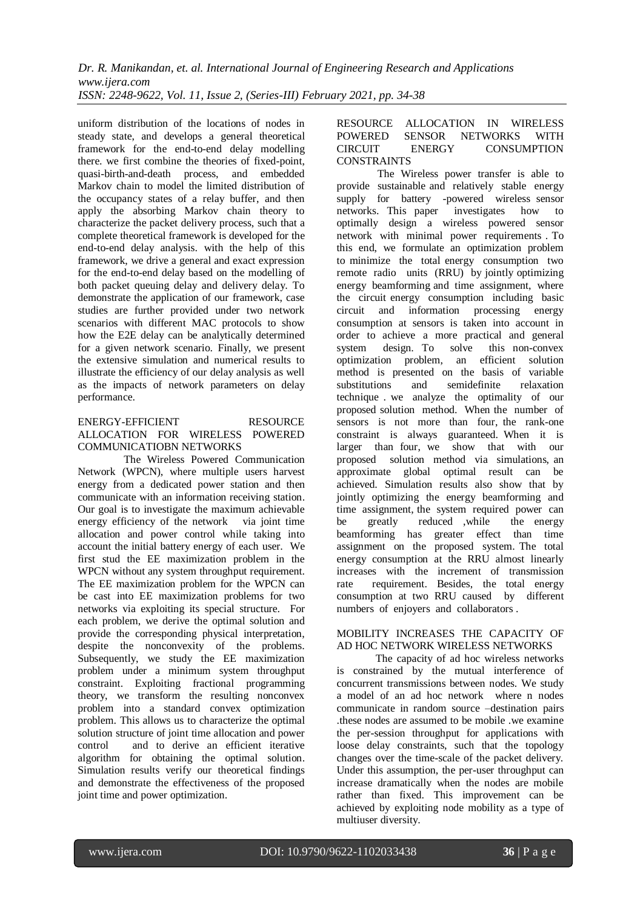uniform distribution of the locations of nodes in steady state, and develops a general theoretical framework for the end-to-end delay modelling there. we first combine the theories of fixed-point, quasi-birth-and-death process, and embedded Markov chain to model the limited distribution of the occupancy states of a relay buffer, and then apply the absorbing Markov chain theory to characterize the packet delivery process, such that a complete theoretical framework is developed for the end-to-end delay analysis. with the help of this framework, we drive a general and exact expression for the end-to-end delay based on the modelling of both packet queuing delay and delivery delay. To demonstrate the application of our framework, case studies are further provided under two network scenarios with different MAC protocols to show how the E2E delay can be analytically determined for a given network scenario. Finally, we present the extensive simulation and numerical results to illustrate the efficiency of our delay analysis as well as the impacts of network parameters on delay performance.

## ENERGY-EFFICIENT RESOURCE ALLOCATION FOR WIRELESS POWERED COMMUNICATIOBN NETWORKS

The Wireless Powered Communication Network (WPCN), where multiple users harvest energy from a dedicated power station and then communicate with an information receiving station. Our goal is to investigate the maximum achievable energy efficiency of the network via joint time allocation and power control while taking into account the initial battery energy of each user. We first stud the EE maximization problem in the WPCN without any system throughput requirement. The EE maximization problem for the WPCN can be cast into EE maximization problems for two networks via exploiting its special structure. For each problem, we derive the optimal solution and provide the corresponding physical interpretation, despite the nonconvexity of the problems. Subsequently, we study the EE maximization problem under a minimum system throughput constraint. Exploiting fractional programming theory, we transform the resulting nonconvex problem into a standard convex optimization problem. This allows us to characterize the optimal solution structure of joint time allocation and power control and to derive an efficient iterative algorithm for obtaining the optimal solution. Simulation results verify our theoretical findings and demonstrate the effectiveness of the proposed joint time and power optimization.

## RESOURCE ALLOCATION IN WIRELESS POWERED SENSOR NETWORKS WITH CIRCUIT ENERGY CONSUMPTION CONSTRAINTS

The Wireless power transfer is able to provide sustainable and relatively stable energy supply for battery -powered wireless sensor networks. This paper investigates how to optimally design a wireless powered sensor network with minimal power requirements . To this end, we formulate an optimization problem to minimize the total energy consumption two remote radio units (RRU) by jointly optimizing energy beamforming and time assignment, where the circuit energy consumption including basic circuit and information processing energy consumption at sensors is taken into account in order to achieve a more practical and general system design. To solve this non-convex optimization problem, an efficient solution method is presented on the basis of variable substitutions and semidefinite relaxation technique . we analyze the optimality of our proposed solution method. When the number of sensors is not more than four, the rank-one constraint is always guaranteed. When it is larger than four, we show that with our proposed solution method via simulations, an approximate global optimal result can be achieved. Simulation results also show that by jointly optimizing the energy beamforming and time assignment, the system required power can be greatly reduced ,while the energy beamforming has greater effect than time assignment on the proposed system. The total energy consumption at the RRU almost linearly increases with the increment of transmission rate requirement. Besides, the total energy consumption at two RRU caused by different numbers of enjoyers and collaborators .

## MOBILITY INCREASES THE CAPACITY OF AD HOC NETWORK WIRELESS NETWORKS

The capacity of ad hoc wireless networks is constrained by the mutual interference of concurrent transmissions between nodes. We study a model of an ad hoc network where n nodes communicate in random source –destination pairs .these nodes are assumed to be mobile .we examine the per-session throughput for applications with loose delay constraints, such that the topology changes over the time-scale of the packet delivery. Under this assumption, the per-user throughput can increase dramatically when the nodes are mobile rather than fixed. This improvement can be achieved by exploiting node mobility as a type of multiuser diversity.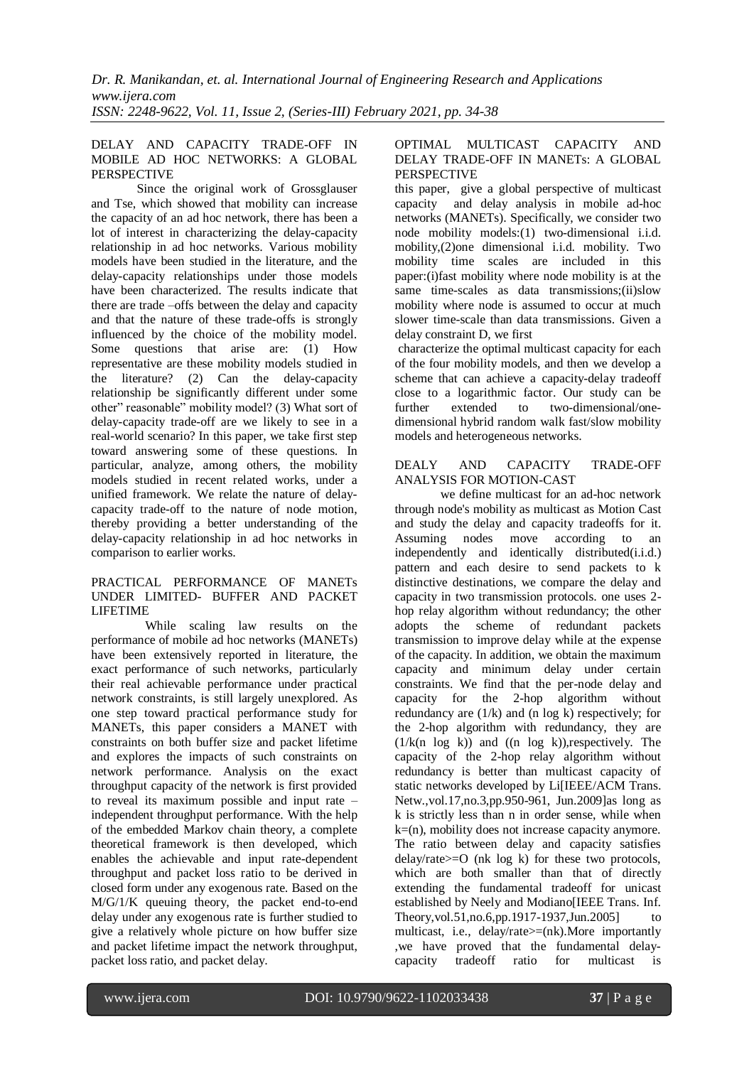DELAY AND CAPACITY TRADE-OFF IN MOBILE AD HOC NETWORKS: A GLOBAL PERSPECTIVE

Since the original work of Grossglauser and Tse, which showed that mobility can increase the capacity of an ad hoc network, there has been a lot of interest in characterizing the delay-capacity relationship in ad hoc networks. Various mobility models have been studied in the literature, and the delay-capacity relationships under those models have been characterized. The results indicate that there are trade –offs between the delay and capacity and that the nature of these trade-offs is strongly influenced by the choice of the mobility model. Some questions that arise are: (1) How representative are these mobility models studied in the literature? (2) Can the delay-capacity relationship be significantly different under some other" reasonable" mobility model? (3) What sort of delay-capacity trade-off are we likely to see in a real-world scenario? In this paper, we take first step toward answering some of these questions. In particular, analyze, among others, the mobility models studied in recent related works, under a unified framework. We relate the nature of delay-capacity trade-off to the nature of node motion, thereby providing a better understanding of the delay-capacity relationship in ad hoc networks in comparison to earlier works.

PRACTICAL PERFORMANCE OF MANETs UNDER LIMITED- BUFFER AND PACKET LIFETIME

While scaling law results on the performance of mobile ad hoc networks (MANETs) have been extensively reported in literature, the exact performance of such networks, particularly their real achievable performance under practical network constraints, is still largely unexplored. As one step toward practical performance study for MANETs, this paper considers a MANET with constraints on both buffer size and packet lifetime and explores the impacts of such constraints on network performance. Analysis on the exact throughput capacity of the network is first provided to reveal its maximum possible and input rate – independent throughput performance. With the help of the embedded Markov chain theory, a complete theoretical framework is then developed, which enables the achievable and input rate-dependent throughput and packet loss ratio to be derived in closed form under any exogenous rate. Based on the M/G/1/K queuing theory, the packet end-to-end delay under any exogenous rate is further studied to give a relatively whole picture on how buffer size and packet lifetime impact the network throughput, packet loss ratio, and packet delay.

OPTIMAL MULTICAST CAPACITY AND DELAY TRADE-OFF IN MANETs: A GLOBAL PERSPECTIVE

this paper, give a global perspective of multicast capacity and delay analysis in mobile ad-hoc networks (MANETs). Specifically, we consider two node mobility models:(1) two-dimensional i.i.d. mobility,(2)one dimensional i.i.d. mobility. Two mobility time scales are included in this paper:(i)fast mobility where node mobility is at the same time-scales as data transmissions;(ii)slow mobility where node is assumed to occur at much slower time-scale than data transmissions. Given a delay constraint D, we first characterize the optimal multicast capacity for each of the four mobility models, and then we develop a scheme that can achieve a capacity-delay tradeoff close to a logarithmic factor. Our study can be further extended to two-dimensional/one-dimensional hybrid random walk fast/slow mobility models and heterogeneous networks.

DEALY AND CAPACITY TRADE-OFF ANALYSIS FOR MOTION-CAST

we define multicast for an ad-hoc network through node's mobility as multicast as Motion Cast and study the delay and capacity tradeoffs for it. Assuming nodes move according to an independently and identically distributed(i.i.d.) pattern and each desire to send packets to k distinctive destinations, we compare the delay and capacity in two transmission protocols. one uses 2-hop relay algorithm without redundancy; the other adopts the scheme of redundant packets transmission to improve delay while at the expense of the capacity. In addition, we obtain the maximum capacity and minimum delay under certain constraints. We find that the per-node delay and capacity for the 2-hop algorithm without redundancy are (1/k) and (n log k) respectively; for the 2-hop algorithm with redundancy, they are (1/k(n log k)) and ((n log k)),respectively. The capacity of the 2-hop relay algorithm without redundancy is better than multicast capacity of static networks developed by Li[IEEE/ACM Trans. Netw.,vol.17,no.3,pp.950-961, Jun.2009]as long as k is strictly less than n in order sense, while when k=(n), mobility does not increase capacity anymore. The ratio between delay and capacity satisfies delay/rate>=O (nk log k) for these two protocols, which are both smaller than that of directly extending the fundamental tradeoff for unicast established by Neely and Modiano[IEEE Trans. Inf. Theory,vol.51,no.6,pp.1917-1937,Jun.2005] to multicast, i.e., delay/rate>=(nk).More importantly ,we have proved that the fundamental delay-capacity tradeoff ratio for multicast is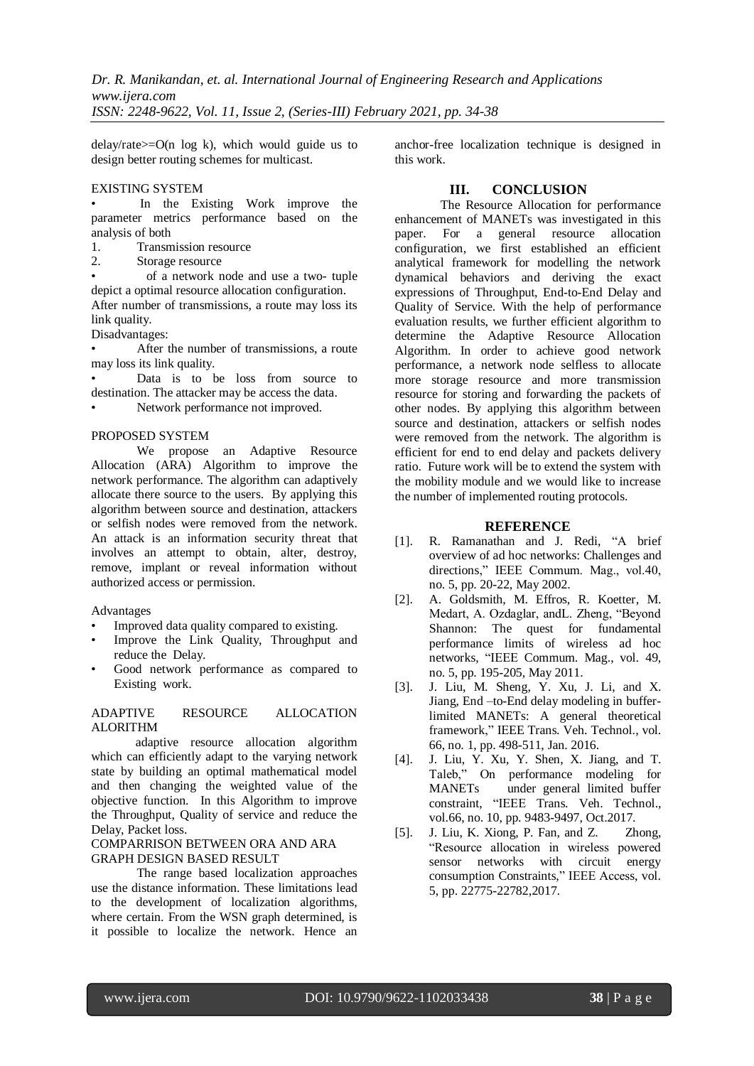delay/rate>=O(n log k), which would guide us to design better routing schemes for multicast.

EXISTING SYSTEM

- In the Existing Work improve the parameter metrics performance based on the analysis of both

1. Transmission resource
2. Storage resource

- of a network node and use a two- tuple depict a optimal resource allocation configuration.

After number of transmissions, a route may loss its link quality.

Disadvantages:

- After the number of transmissions, a route may loss its link quality.
- Data is to be loss from source to destination. The attacker may be access the data.
- Network performance not improved.

PROPOSED SYSTEM

We propose an Adaptive Resource Allocation (ARA) Algorithm to improve the network performance. The algorithm can adaptively allocate there source to the users. By applying this algorithm between source and destination, attackers or selfish nodes were removed from the network. An attack is an information security threat that involves an attempt to obtain, alter, destroy, remove, implant or reveal information without authorized access or permission.

Advantages

- Improved data quality compared to existing.
- Improve the Link Quality, Throughput and reduce the Delay.
- Good network performance as compared to Existing work.

ADAPTIVE RESOURCE ALLOCATION ALORITHM

adaptive resource allocation algorithm which can efficiently adapt to the varying network state by building an optimal mathematical model and then changing the weighted value of the objective function. In this Algorithm to improve the Throughput, Quality of service and reduce the Delay, Packet loss.

COMPARRISON BETWEEN ORA AND ARA

GRAPH DESIGN BASED RESULT

The range based localization approaches use the distance information. These limitations lead to the development of localization algorithms, where certain. From the WSN graph determined, is it possible to localize the network. Hence an anchor-free localization technique is designed in this work.

## III. CONCLUSION

The Resource Allocation for performance enhancement of MANETs was investigated in this paper. For a general resource allocation configuration, we first established an efficient analytical framework for modelling the network dynamical behaviors and deriving the exact expressions of Throughput, End-to-End Delay and Quality of Service. With the help of performance evaluation results, we further efficient algorithm to determine the Adaptive Resource Allocation Algorithm. In order to achieve good network performance, a network node selfless to allocate more storage resource and more transmission resource for storing and forwarding the packets of other nodes. By applying this algorithm between source and destination, attackers or selfish nodes were removed from the network. The algorithm is efficient for end to end delay and packets delivery ratio. Future work will be to extend the system with the mobility module and we would like to increase the number of implemented routing protocols.

## REFERENCE

[1]. R. Ramanathan and J. Redi, "A brief overview of ad hoc networks: Challenges and directions," IEEE Commum. Mag., vol.40, no. 5, pp. 20-22, May 2002.

[2]. A. Goldsmith, M. Effros, R. Koetter, M. Medart, A. Ozdaglar, andL. Zheng, "Beyond Shannon: The quest for fundamental performance limits of wireless ad hoc networks, "IEEE Commum. Mag., vol. 49, no. 5, pp. 195-205, May 2011.

[3]. J. Liu, M. Sheng, Y. Xu, J. Li, and X. Jiang, End –to-End delay modeling in buffer-limited MANETs: A general theoretical framework," IEEE Trans. Veh. Technol., vol. 66, no. 1, pp. 498-511, Jan. 2016.

[4]. J. Liu, Y. Xu, Y. Shen, X. Jiang, and T. Taleb," On performance modeling for MANETs under general limited buffer constraint, "IEEE Trans. Veh. Technol., vol.66, no. 10, pp. 9483-9497, Oct.2017.

[5]. J. Liu, K. Xiong, P. Fan, and Z. Zhong, "Resource allocation in wireless powered sensor networks with circuit energy consumption Constraints," IEEE Access, vol. 5, pp. 22775-22782,2017.